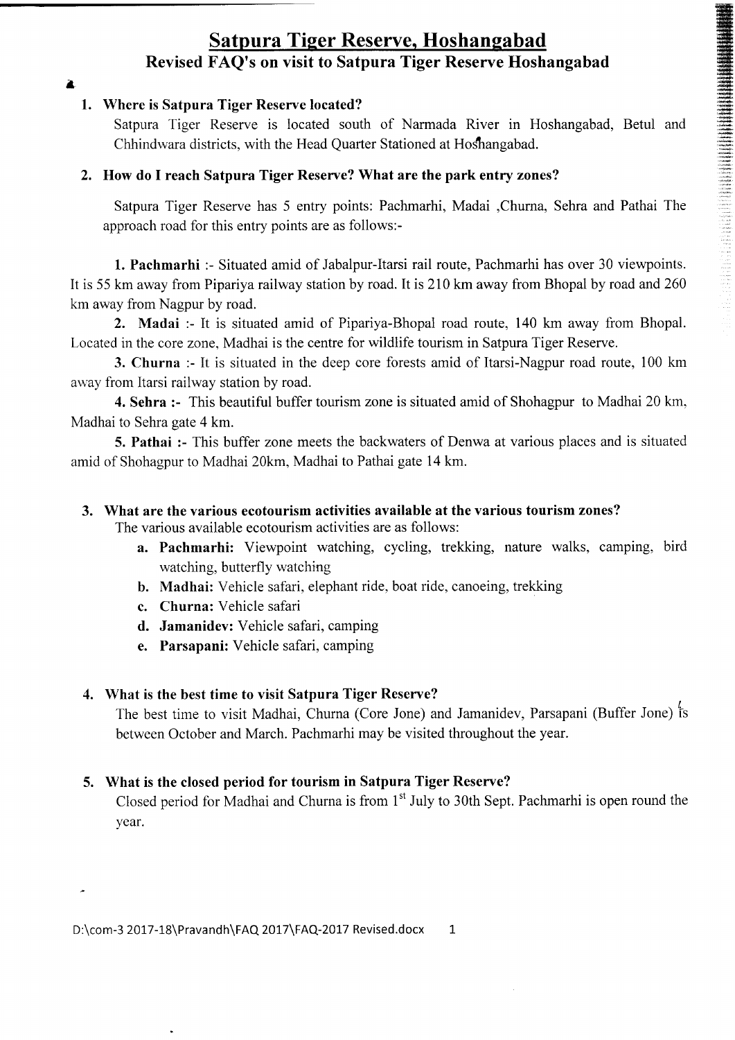# Satpura Tiger Reserve, Hoshangabad

## Revised FAQ's on visit to Satpura Tiger Reserve Hoshangabad

### 1. Where is Satpura Tiger Reserve located?

Satpura Tiger Reserve is located south of Narmada River in Hoshangabad, Betul and Chhindwara districts, with the Head Quarter Stationed at Hoshangabad.

### 2. How do I reach Satpura Tiger Reserve? What are the park entry zones?

Satpura Tiger Reserve has 5 entry points: Pachmarhi, Madai ,Churna, Sehra and Pathai The approach road for this entry points are as follows:-

**1. Pachmarhi** :- Situated amid of Jabalpur-Itarsi rail route, Pachmarhi has over 30 viewpoints. It is 55 km away from Pipariya railway station by road. It is 210 km away from Bhopal by road and 260 km away from Nagpur by road.

**2. Madai** :- It is situated amid of Pipariya-Bhopal road route, 140 km away from Bhopal. Located in the core zone, Madhai is the centre for wildlife tourism in Satpura Tiger Reserve.

**3. Churna** :- It is situated in the deep core forests amid of Itarsi-Nagpur road route, 100 km away from Itarsi railway station by road.

**4. Sehra :-** This beautiful buffer tourism zone is situated amid of Shohagpur to Madhai 20 km, Madhai to Sehra gate 4 km.

**5. Pathai :-** This buffer zone meets the backwaters of Denwa at various places and is situated amid of Shohagpur to Madhai 20km, Madhai to Pathai gate 14 km.

### 3. What are the various ecotourism activities available at the various tourism zones?

The various available ecotourism activities are as follows:

- **a. Pachmarhi:** Viewpoint watching, cycling, trekking, nature walks, camping, bird watching, butterfly watching
- **b. Madhai:** Vehicle safari, elephant ride, boat ride, canoeing, trekking
- **c. Churna:** Vehicle safari
- **d. Jamanidev:** Vehicle safari, camping
- **e. Parsapani:** Vehicle safari, camping

### 4. What is the best time to visit Satpura Tiger Reserve?

The best time to visit Madhai, Churna (Core Jone) and Jamanidev, Parsapani (Buffer Jone) is between October and March. Pachmarhi may be visited throughout the year.

### 5. What is the closed period for tourism in Satpura Tiger Reserve?

Closed period for Madhai and Churna is from 1st July to 30th Sept. Pachmarhi is open round the year.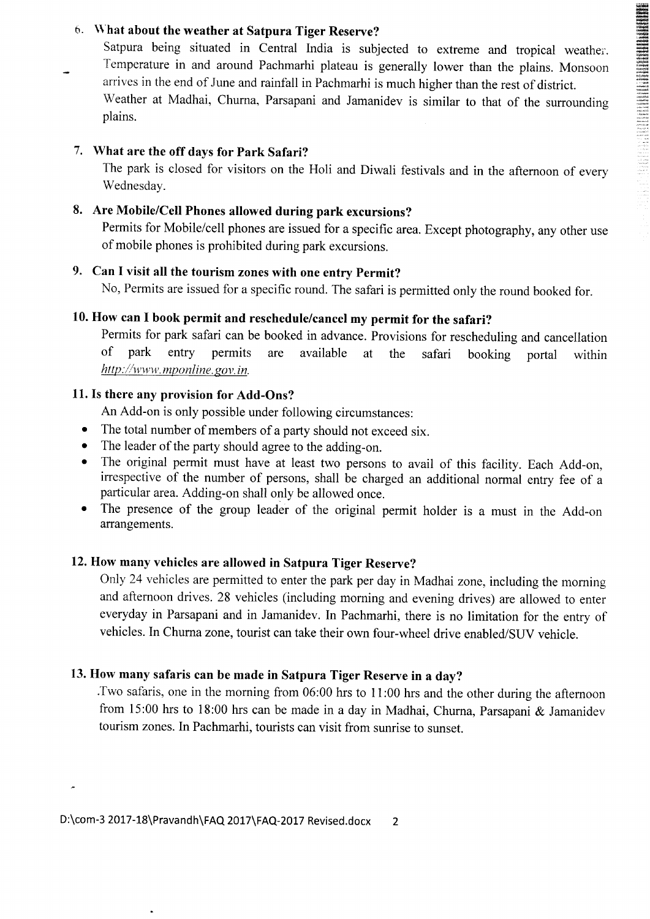### 6. What about the weather at Satpura Tiger Reserve?

Satpura being situated in Central India is subjected to extreme and tropical weather. Temperature in and around Pachmarhi plateau is generally lower than the plains. Monsoon arrives in the end of June and rainfall in Pachmarhi is much higher than the rest of district.

Weather at Madhai, Churna, Parsapani and Jamanidev is similar to that of the surrounding plains.

### 7. What are the off days for Park Safari?

The park is closed for visitors on the Holi and Diwali festivals and in the afternoon of every Wednesday.

### 8. Are Mobile/Cell Phones allowed during park excursions?

Permits for Mobile/cell phones are issued for a specific area. Except photography, any other use of mobile phones is prohibited during park excursions.

### 9. Can I visit all the tourism zones with one entry Permit?

No, Permits are issued for a specific round. The safari is permitted only the round booked for.

### 10. How can I book permit and reschedule/cancel my permit for the safari?

Permits for park safari can be booked in advance. Provisions for rescheduling and cancellation of park entry permits are available at the safari booking portal within *http://www.mponline.gov.in.*

### 11. Is there any provision for Add-Ons?

An Add-on is only possible under following circumstances:

- The total number of members of a party should not exceed six.
- The leader of the party should agree to the adding-on.
- The original permit must have at least two persons to avail of this facility. Each Add-on, irrespective of the number of persons, shall be charged an additional normal entry fee of a particular area. Adding-on shall only be allowed once.
- The presence of the group leader of the original permit holder is a must in the Add-on arrangements.

### 12. How many vehicles are allowed in Satpura Tiger Reserve?

Only 24 vehicles are permitted to enter the park per day in Madhai zone, including the morning and afternoon drives. 28 vehicles (including morning and evening drives) are allowed to enter everyday in Parsapani and in Jamanidev. In Pachmarhi, there is no limitation for the entry of vehicles. In Churna zone, tourist can take their own four-wheel drive enabled/SUV vehicle.

### 13. How many safaris can be made in Satpura Tiger Reserve in a day?

.Two safaris, one in the morning from 06:00 hrs to 11:00 hrs and the other during the afternoon from 15:00 hrs to 18:00 hrs can be made in a day in Madhai, Churna, Parsapani & Jamanidev tourism zones. In Pachmarhi, tourists can visit from sunrise to sunset.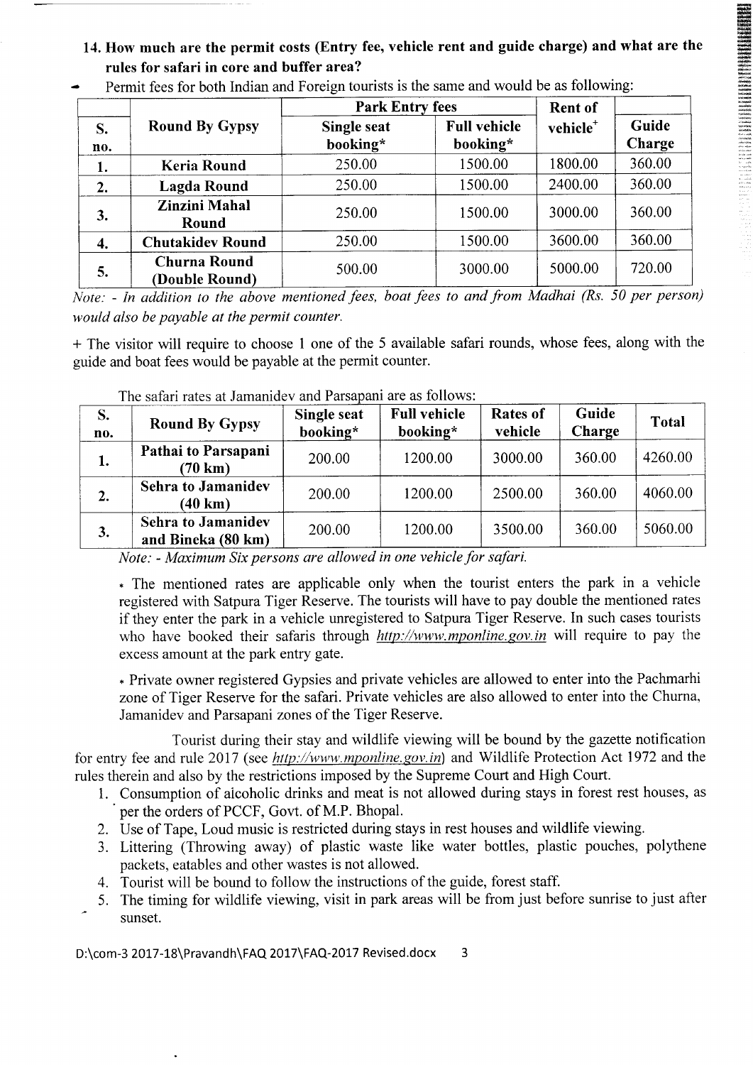### 14. How much are the permit costs (Entry fee, vehicle rent and guide charge) and what are the rules for safari in core and buffer area?

- Permit fees for both Indian and Foreign tourists is the same and would be as following:

| S. no. | Round By Gypsy | Park Entry fees | | Rent of vehicle+ | Guide Charge |
|---|---|---|---|---|---|
| | | Single seat booking* | Full vehicle booking* | | |
| 1. | Keria Round | 250.00 | 1500.00 | 1800.00 | 360.00 |
| 2. | Lagda Round | 250.00 | 1500.00 | 2400.00 | 360.00 |
| 3. | Zinzini Mahal Round | 250.00 | 1500.00 | 3000.00 | 360.00 |
| 4. | Chutakidev Round | 250.00 | 1500.00 | 3600.00 | 360.00 |
| 5. | Churna Round (Double Round) | 500.00 | 3000.00 | 5000.00 | 720.00 |

*Note: - In addition to the above mentioned fees, boat fees to and from Madhai (Rs. 50 per person) would also be payable at the permit counter.*

+ The visitor will require to choose 1 one of the 5 available safari rounds, whose fees, along with the guide and boat fees would be payable at the permit counter.

The safari rates at Jamanidev and Parsapani are as follows:

| S. no. | Round By Gypsy | Single seat booking* | Full vehicle booking* | Rates of vehicle | Guide Charge | Total |
|---|---|---|---|---|---|---|
| 1. | Pathai to Parsapani (70 km) | 200.00 | 1200.00 | 3000.00 | 360.00 | 4260.00 |
| 2. | Sehra to Jamanidev (40 km) | 200.00 | 1200.00 | 2500.00 | 360.00 | 4060.00 |
| 3. | Sehra to Jamanidev and Bineka (80 km) | 200.00 | 1200.00 | 3500.00 | 360.00 | 5060.00 |

*Note: - Maximum Six persons are allowed in one vehicle for safari.*

* The mentioned rates are applicable only when the tourist enters the park in a vehicle registered with Satpura Tiger Reserve. The tourists will have to pay double the mentioned rates if they enter the park in a vehicle unregistered to Satpura Tiger Reserve. In such cases tourists who have booked their safaris through *http://www.mponline.gov.in* will require to pay the excess amount at the park entry gate.

* Private owner registered Gypsies and private vehicles are allowed to enter into the Pachmarhi zone of Tiger Reserve for the safari. Private vehicles are also allowed to enter into the Churna, Jamanidev and Parsapani zones of the Tiger Reserve.

Tourist during their stay and wildlife viewing will be bound by the gazette notification for entry fee and rule 2017 (see *http://www.mponline.gov.in*) and Wildlife Protection Act 1972 and the rules therein and also by the restrictions imposed by the Supreme Court and High Court.

1. Consumption of alcoholic drinks and meat is not allowed during stays in forest rest houses, as per the orders of PCCF, Govt. of M.P. Bhopal.
2. Use of Tape, Loud music is restricted during stays in rest houses and wildlife viewing.
3. Littering (Throwing away) of plastic waste like water bottles, plastic pouches, polythene packets, eatables and other wastes is not allowed.
4. Tourist will be bound to follow the instructions of the guide, forest staff.
5. The timing for wildlife viewing, visit in park areas will be from just before sunrise to just after sunset.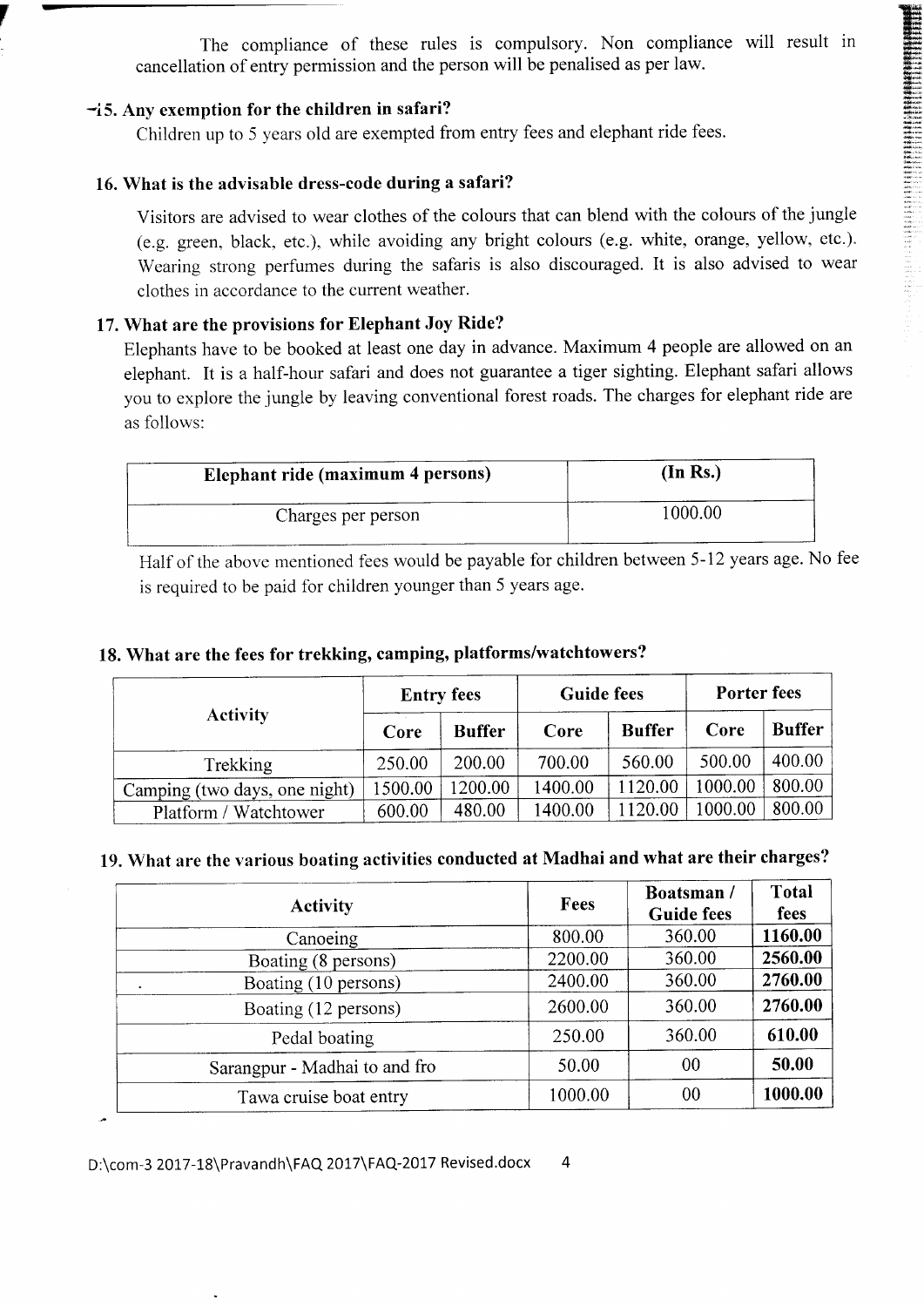The compliance of these rules is compulsory. Non compliance will result in cancellation of entry permission and the person will be penalised as per law.

### 15. Any exemption for the children in safari?

Children up to 5 years old are exempted from entry fees and elephant ride fees.

### 16. What is the advisable dress-code during a safari?

Visitors are advised to wear clothes of the colours that can blend with the colours of the jungle (e.g. green, black, etc.), while avoiding any bright colours (e.g. white, orange, yellow, etc.). Wearing strong perfumes during the safaris is also discouraged. It is also advised to wear clothes in accordance to the current weather.

### 17. What are the provisions for Elephant Joy Ride?

Elephants have to be booked at least one day in advance. Maximum 4 people are allowed on an elephant. It is a half-hour safari and does not guarantee a tiger sighting. Elephant safari allows you to explore the jungle by leaving conventional forest roads. The charges for elephant ride are as follows:

| Elephant ride (maximum 4 persons) | (In Rs.) |
|---|---|
| Charges per person | 1000.00 |

Half of the above mentioned fees would be payable for children between 5-12 years age. No fee is required to be paid for children younger than 5 years age.

### 18. What are the fees for trekking, camping, platforms/watchtowers?

| Activity | Entry fees | | Guide fees | | Porter fees | |
|---|---|---|---|---|---|---|
| | Core | Buffer | Core | Buffer | Core | Buffer |
| Trekking | 250.00 | 200.00 | 700.00 | 560.00 | 500.00 | 400.00 |
| Camping (two days, one night) | 1500.00 | 1200.00 | 1400.00 | 1120.00 | 1000.00 | 800.00 |
| Platform / Watchtower | 600.00 | 480.00 | 1400.00 | 1120.00 | 1000.00 | 800.00 |

### 19. What are the various boating activities conducted at Madhai and what are their charges?

| Activity | Fees | Boatsman / Guide fees | Total fees |
|---|---|---|---|
| Canoeing | 800.00 | 360.00 | **1160.00** |
| Boating (8 persons) | 2200.00 | 360.00 | **2560.00** |
| Boating (10 persons) | 2400.00 | 360.00 | **2760.00** |
| Boating (12 persons) | 2600.00 | 360.00 | **2760.00** |
| Pedal boating | 250.00 | 360.00 | **610.00** |
| Sarangpur - Madhai to and fro | 50.00 | 00 | **50.00** |
| Tawa cruise boat entry | 1000.00 | 00 | **1000.00** |

D:\com-3 2017-18\Pravandh\FAQ 2017\FAQ-2017 Revised.docx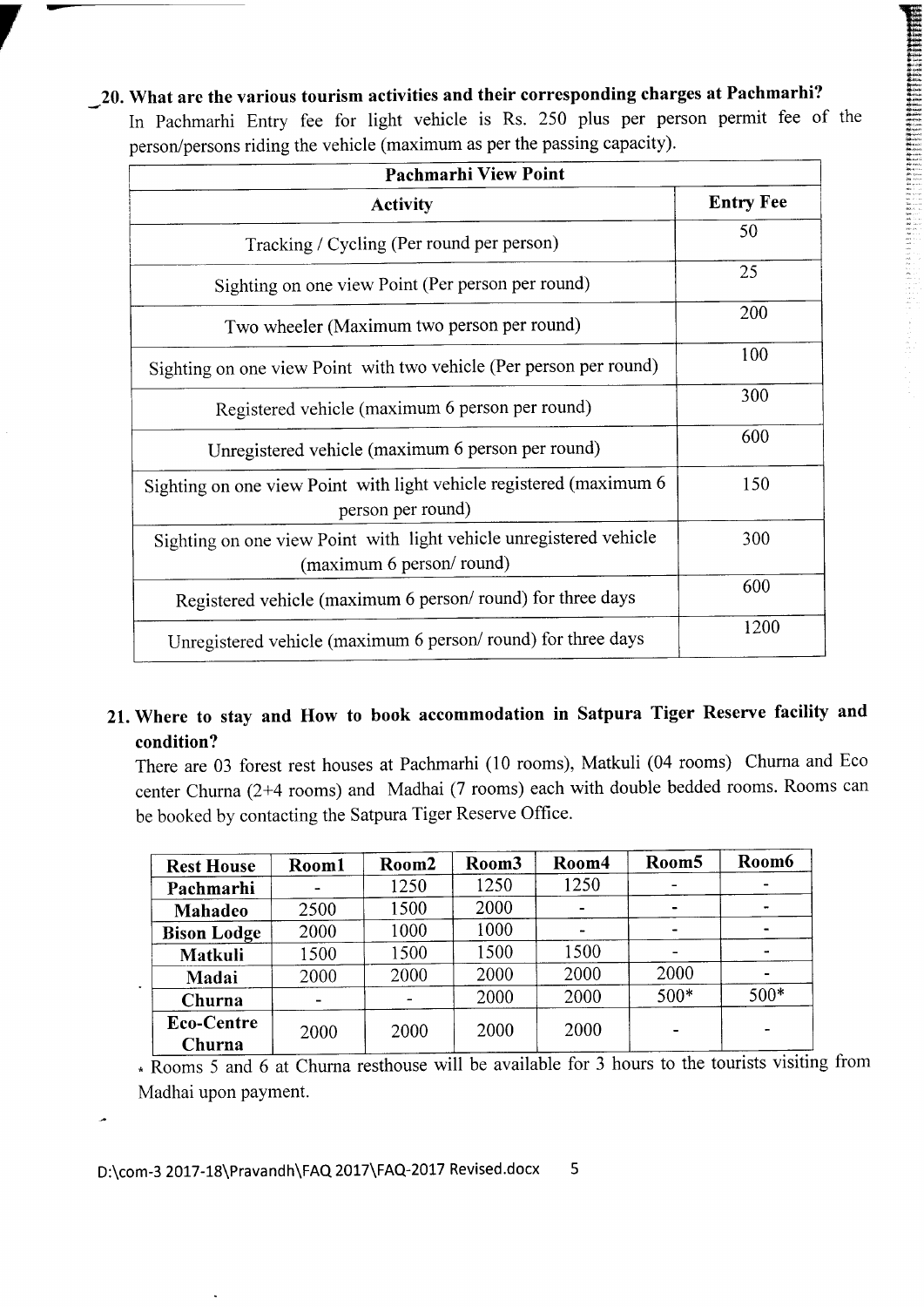## 20. What are the various tourism activities and their corresponding charges at Pachmarhi?

In Pachmarhi Entry fee for light vehicle is Rs. 250 plus per person permit fee of the person/persons riding the vehicle (maximum as per the passing capacity).

| Pachmarhi View Point | |
|---|---|
| **Activity** | **Entry Fee** |
| Tracking / Cycling (Per round per person) | 50 |
| Sighting on one view Point (Per person per round) | 25 |
| Two wheeler (Maximum two person per round) | 200 |
| Sighting on one view Point with two vehicle (Per person per round) | 100 |
| Registered vehicle (maximum 6 person per round) | 300 |
| Unregistered vehicle (maximum 6 person per round) | 600 |
| Sighting on one view Point with light vehicle registered (maximum 6 person per round) | 150 |
| Sighting on one view Point with light vehicle unregistered vehicle (maximum 6 person/ round) | 300 |
| Registered vehicle (maximum 6 person/ round) for three days | 600 |
| Unregistered vehicle (maximum 6 person/ round) for three days | 1200 |

## 21. Where to stay and How to book accommodation in Satpura Tiger Reserve facility and condition?

There are 03 forest rest houses at Pachmarhi (10 rooms), Matkuli (04 rooms) Churna and Eco center Churna (2+4 rooms) and Madhai (7 rooms) each with double bedded rooms. Rooms can be booked by contacting the Satpura Tiger Reserve Office.

| Rest House | Room1 | Room2 | Room3 | Room4 | Room5 | Room6 |
|---|---|---|---|---|---|---|
| Pachmarhi | - | 1250 | 1250 | 1250 | - | - |
| Mahadeo | 2500 | 1500 | 2000 | - | - | - |
| Bison Lodge | 2000 | 1000 | 1000 | - | - | - |
| Matkuli | 1500 | 1500 | 1500 | 1500 | - | - |
| Madai | 2000 | 2000 | 2000 | 2000 | 2000 | - |
| Churna | - | - | 2000 | 2000 | 500* | 500* |
| Eco-Centre Churna | 2000 | 2000 | 2000 | 2000 | - | - |

* Rooms 5 and 6 at Churna resthouse will be available for 3 hours to the tourists visiting from Madhai upon payment.

D:\com-3 2017-18\Pravandh\FAQ 2017\FAQ-2017 Revised.docx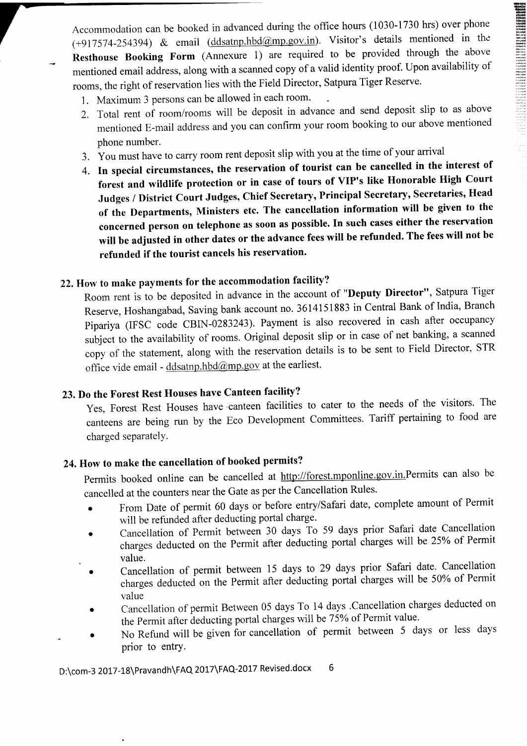Accommodation can be booked in advanced during the office hours (1030-1730 hrs) over phone (+917574-254394) & email (ddsatnp.hbd@mp.gov.in). Visitor's details mentioned in the **Resthouse Booking Form** (Annexure 1) are required to be provided through the above mentioned email address, along with a scanned copy of a valid identity proof. Upon availability of rooms, the right of reservation lies with the Field Director, Satpura Tiger Reserve.

1. Maximum 3 persons can be allowed in each room.
2. Total rent of room/rooms will be deposit in advance and send deposit slip to as above mentioned E-mail address and you can confirm your room booking to our above mentioned phone number.
3. You must have to carry room rent deposit slip with you at the time of your arrival
4. **In special circumstances, the reservation of tourist can be cancelled in the interest of forest and wildlife protection or in case of tours of VIP's like Honorable High Court Judges / District Court Judges, Chief Secretary, Principal Secretary, Secretaries, Head of the Departments, Ministers etc. The cancellation information will be given to the concerned person on telephone as soon as possible. In such cases either the reservation will be adjusted in other dates or the advance fees will be refunded. The fees will not be refunded if the tourist cancels his reservation.**

## 22. How to make payments for the accommodation facility?

Room rent is to be deposited in advance in the account of "**Deputy Director**", Satpura Tiger Reserve, Hoshangabad, Saving bank account no. 3614151883 in Central Bank of India, Branch Pipariya (IFSC code CBIN-0283243). Payment is also recovered in cash after occupancy subject to the availability of rooms. Original deposit slip or in case of net banking, a scanned copy of the statement, along with the reservation details is to be sent to Field Director, STR office vide email - ddsatnp.hbd@mp.gov at the earliest.

## 23. Do the Forest Rest Houses have Canteen facility?

Yes, Forest Rest Houses have canteen facilities to cater to the needs of the visitors. The canteens are being run by the Eco Development Committees. Tariff pertaining to food are charged separately.

## 24. How to make the cancellation of booked permits?

Permits booked online can be cancelled at http://forest.mponline.gov.in.Permits can also be cancelled at the counters near the Gate as per the Cancellation Rules.

- From Date of permit 60 days or before entry/Safari date, complete amount of Permit will be refunded after deducting portal charge.
- Cancellation of Permit between 30 days To 59 days prior Safari date Cancellation charges deducted on the Permit after deducting portal charges will be 25% of Permit value.
- Cancellation of permit between 15 days to 29 days prior Safari date. Cancellation charges deducted on the Permit after deducting portal charges will be 50% of Permit value
- Cancellation of permit Between 05 days To 14 days .Cancellation charges deducted on the Permit after deducting portal charges will be 75% of Permit value.
- No Refund will be given for cancellation of permit between 5 days or less days prior to entry.

D:\com-3 2017-18\Pravandh\FAQ 2017\FAQ-2017 Revised.docx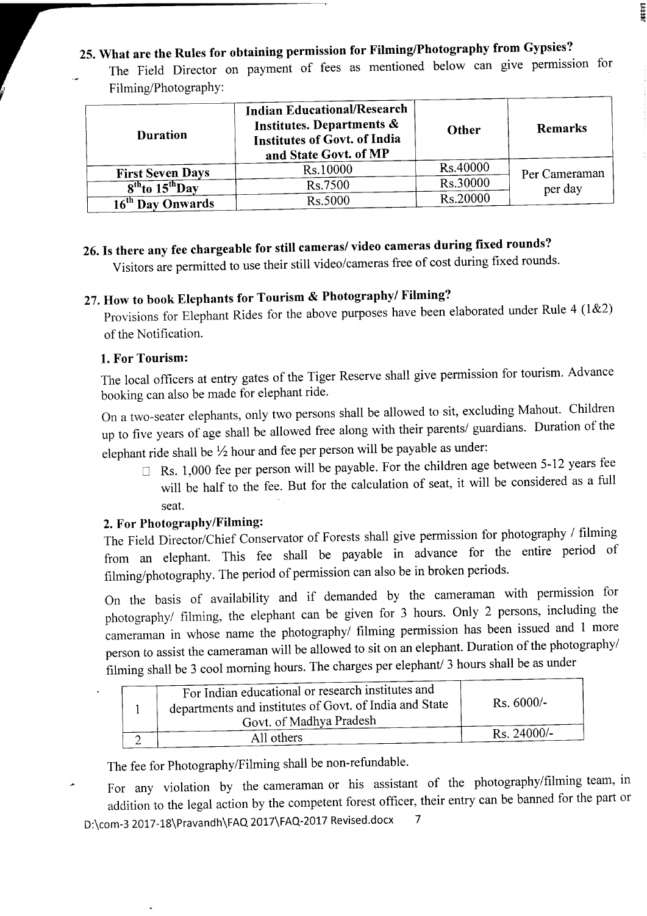## 25. What are the Rules for obtaining permission for Filming/Photography from Gypsies?

The Field Director on payment of fees as mentioned below can give permission for Filming/Photography:

| Duration | Indian Educational/Research Institutes. Departments & Institutes of Govt. of India and State Govt. of MP | Other | Remarks |
|---|---|---|---|
| First Seven Days | Rs.10000 | Rs.40000 | Per Cameraman per day |
| 8th to 15th Day | Rs.7500 | Rs.30000 | |
| 16th Day Onwards | Rs.5000 | Rs.20000 | |

## 26. Is there any fee chargeable for still cameras/ video cameras during fixed rounds?

Visitors are permitted to use their still video/cameras free of cost during fixed rounds.

## 27. How to book Elephants for Tourism & Photography/ Filming?

Provisions for Elephant Rides for the above purposes have been elaborated under Rule 4 (1&2) of the Notification.

### 1. For Tourism:

The local officers at entry gates of the Tiger Reserve shall give permission for tourism. Advance booking can also be made for elephant ride.

On a two-seater elephants, only two persons shall be allowed to sit, excluding Mahout. Children up to five years of age shall be allowed free along with their parents/ guardians. Duration of the elephant ride shall be ½ hour and fee per person will be payable as under:

- Rs. 1,000 fee per person will be payable. For the children age between 5-12 years fee will be half to the fee. But for the calculation of seat, it will be considered as a full seat.

### 2. For Photography/Filming:

The Field Director/Chief Conservator of Forests shall give permission for photography / filming from an elephant. This fee shall be payable in advance for the entire period of filming/photography. The period of permission can also be in broken periods.

On the basis of availability and if demanded by the cameraman with permission for photography/ filming, the elephant can be given for 3 hours. Only 2 persons, including the cameraman in whose name the photography/ filming permission has been issued and 1 more person to assist the cameraman will be allowed to sit on an elephant. Duration of the photography/ filming shall be 3 cool morning hours. The charges per elephant/ 3 hours shall be as under

| | | |
|---|---|---|
| 1 | For Indian educational or research institutes and departments and institutes of Govt. of India and State Govt. of Madhya Pradesh | Rs. 6000/- |
| 2 | All others | Rs. 24000/- |

The fee for Photography/Filming shall be non-refundable.

For any violation by the cameraman or his assistant of the photography/filming team, in addition to the legal action by the competent forest officer, their entry can be banned for the part or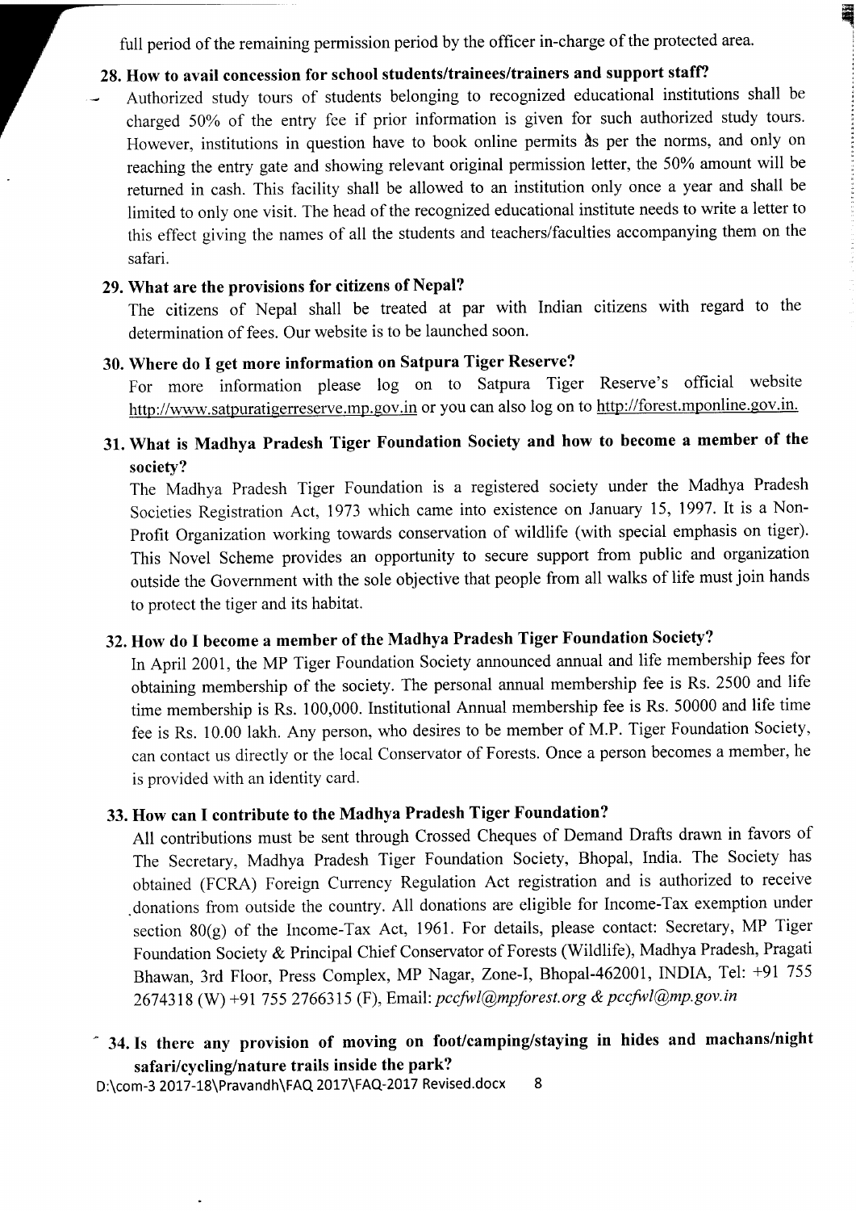full period of the remaining permission period by the officer in-charge of the protected area.

### 28. How to avail concession for school students/trainees/trainers and support staff?

Authorized study tours of students belonging to recognized educational institutions shall be charged 50% of the entry fee if prior information is given for such authorized study tours. However, institutions in question have to book online permits as per the norms, and only on reaching the entry gate and showing relevant original permission letter, the 50% amount will be returned in cash. This facility shall be allowed to an institution only once a year and shall be limited to only one visit. The head of the recognized educational institute needs to write a letter to this effect giving the names of all the students and teachers/faculties accompanying them on the safari.

### 29. What are the provisions for citizens of Nepal?

The citizens of Nepal shall be treated at par with Indian citizens with regard to the determination of fees. Our website is to be launched soon.

### 30. Where do I get more information on Satpura Tiger Reserve?

For more information please log on to Satpura Tiger Reserve's official website http://www.satpuratigerreserve.mp.gov.in or you can also log on to http://forest.mponline.gov.in.

### 31. What is Madhya Pradesh Tiger Foundation Society and how to become a member of the society?

The Madhya Pradesh Tiger Foundation is a registered society under the Madhya Pradesh Societies Registration Act, 1973 which came into existence on January 15, 1997. It is a Non-Profit Organization working towards conservation of wildlife (with special emphasis on tiger). This Novel Scheme provides an opportunity to secure support from public and organization outside the Government with the sole objective that people from all walks of life must join hands to protect the tiger and its habitat.

### 32. How do I become a member of the Madhya Pradesh Tiger Foundation Society?

In April 2001, the MP Tiger Foundation Society announced annual and life membership fees for obtaining membership of the society. The personal annual membership fee is Rs. 2500 and life time membership is Rs. 100,000. Institutional Annual membership fee is Rs. 50000 and life time fee is Rs. 10.00 lakh. Any person, who desires to be member of M.P. Tiger Foundation Society, can contact us directly or the local Conservator of Forests. Once a person becomes a member, he is provided with an identity card.

### 33. How can I contribute to the Madhya Pradesh Tiger Foundation?

All contributions must be sent through Crossed Cheques of Demand Drafts drawn in favors of The Secretary, Madhya Pradesh Tiger Foundation Society, Bhopal, India. The Society has obtained (FCRA) Foreign Currency Regulation Act registration and is authorized to receive donations from outside the country. All donations are eligible for Income-Tax exemption under section 80(g) of the Income-Tax Act, 1961. For details, please contact: Secretary, MP Tiger Foundation Society & Principal Chief Conservator of Forests (Wildlife), Madhya Pradesh, Pragati Bhawan, 3rd Floor, Press Complex, MP Nagar, Zone-I, Bhopal-462001, INDIA, Tel: +91 755 2674318 (W) +91 755 2766315 (F), Email: *pccfwl@mpforest.org & pccfwl@mp.gov.in*

### 34. Is there any provision of moving on foot/camping/staying in hides and machans/night safari/cycling/nature trails inside the park?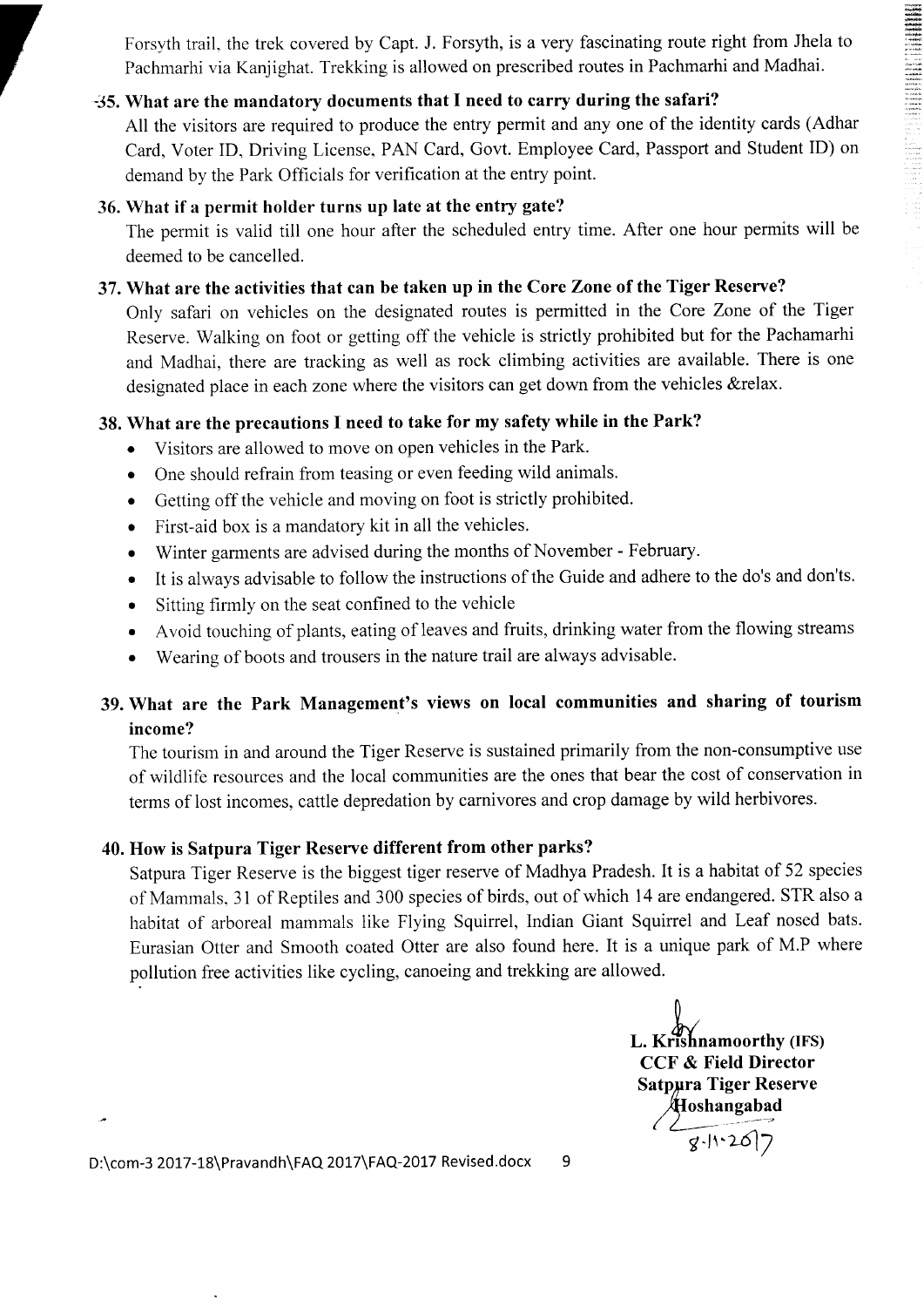Forsyth trail, the trek covered by Capt. J. Forsyth, is a very fascinating route right from Jhela to Pachmarhi via Kanjighat. Trekking is allowed on prescribed routes in Pachmarhi and Madhai.

### 35. What are the mandatory documents that I need to carry during the safari?

All the visitors are required to produce the entry permit and any one of the identity cards (Adhar Card, Voter ID, Driving License, PAN Card, Govt. Employee Card, Passport and Student ID) on demand by the Park Officials for verification at the entry point.

### 36. What if a permit holder turns up late at the entry gate?

The permit is valid till one hour after the scheduled entry time. After one hour permits will be deemed to be cancelled.

### 37. What are the activities that can be taken up in the Core Zone of the Tiger Reserve?

Only safari on vehicles on the designated routes is permitted in the Core Zone of the Tiger Reserve. Walking on foot or getting off the vehicle is strictly prohibited but for the Pachamarhi and Madhai, there are tracking as well as rock climbing activities are available. There is one designated place in each zone where the visitors can get down from the vehicles &relax.

### 38. What are the precautions I need to take for my safety while in the Park?

- Visitors are allowed to move on open vehicles in the Park.
- One should refrain from teasing or even feeding wild animals.
- Getting off the vehicle and moving on foot is strictly prohibited.
- First-aid box is a mandatory kit in all the vehicles.
- Winter garments are advised during the months of November - February.
- It is always advisable to follow the instructions of the Guide and adhere to the do's and don'ts.
- Sitting firmly on the seat confined to the vehicle
- Avoid touching of plants, eating of leaves and fruits, drinking water from the flowing streams
- Wearing of boots and trousers in the nature trail are always advisable.

### 39. What are the Park Management's views on local communities and sharing of tourism income?

The tourism in and around the Tiger Reserve is sustained primarily from the non-consumptive use of wildlife resources and the local communities are the ones that bear the cost of conservation in terms of lost incomes, cattle depredation by carnivores and crop damage by wild herbivores.

### 40. How is Satpura Tiger Reserve different from other parks?

Satpura Tiger Reserve is the biggest tiger reserve of Madhya Pradesh. It is a habitat of 52 species of Mammals, 31 of Reptiles and 300 species of birds, out of which 14 are endangered. STR also a habitat of arboreal mammals like Flying Squirrel, Indian Giant Squirrel and Leaf nosed bats. Eurasian Otter and Smooth coated Otter are also found here. It is a unique park of M.P where pollution free activities like cycling, canoeing and trekking are allowed.

**L. Krishnamoorthy (IFS)**
**CCF & Field Director**
**Satpura Tiger Reserve**
**Hoshangabad**
8-11-2017

D:\com-3 2017-18\Pravandh\FAQ 2017\FAQ-2017 Revised.docx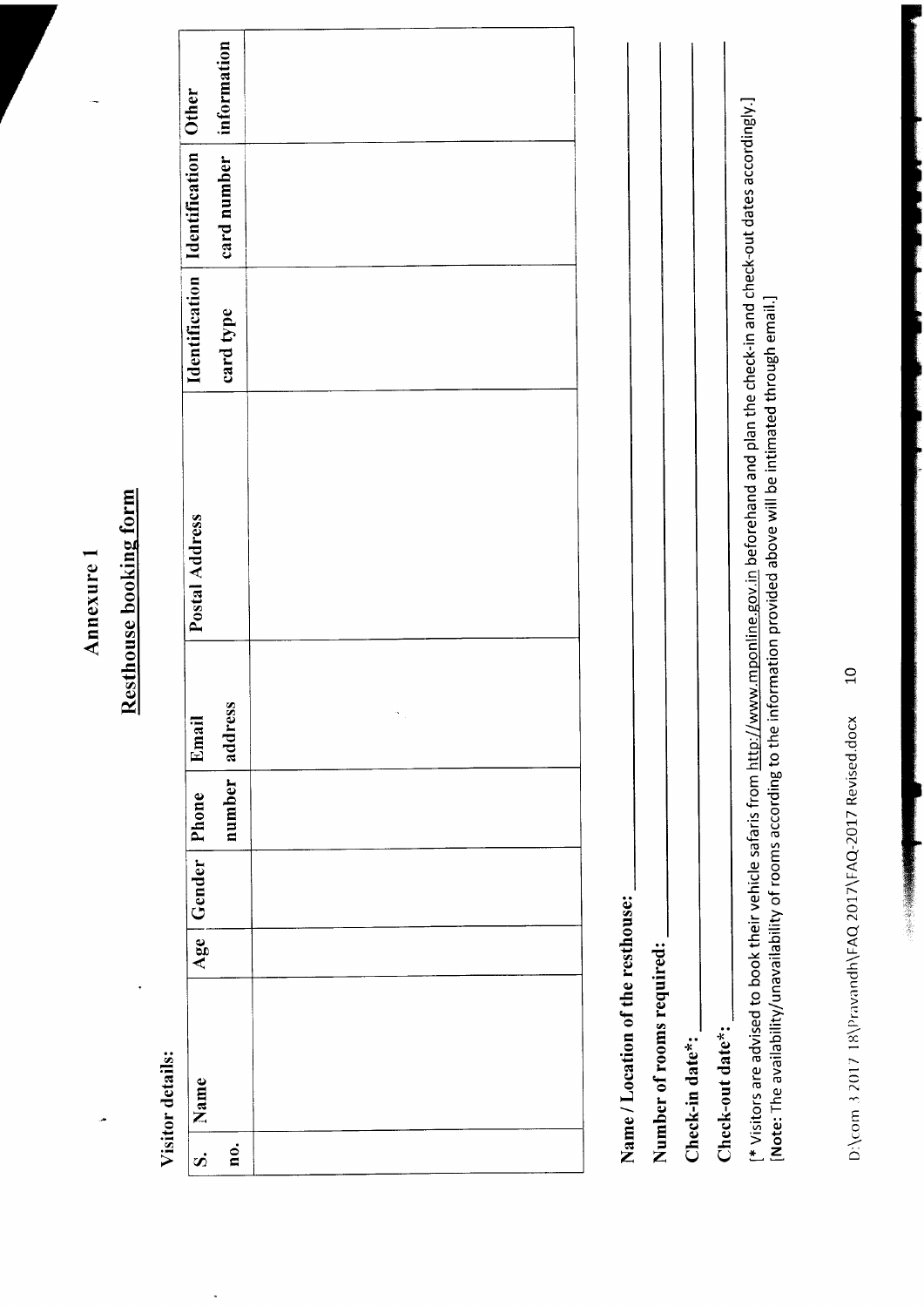# Annexure 1

## Resthouse booking form

**Visitor details:**

| S. no. | Name | Age | Gender | Phone number | Email address | Postal Address | Identification card type | Identification card number | Other information |
|---|---|---|---|---|---|---|---|---|---|
| | | | | | | | | | |

**Name / Location of the resthouse:** ______________________

**Number of rooms required:** ______________________

**Check-in date*:** ______________________

**Check-out date*:** ______________________

[* Visitors are advised to book their vehicle safaris from http://www.mponline.gov.in beforehand and plan the check-in and check-out dates accordingly.]
[**Note:** The availability/unavailability of rooms according to the information provided above will be intimated through email.]

D:\com 3 2017 18\Pravandh\FAQ 2017\FAQ-2017 Revised.docx